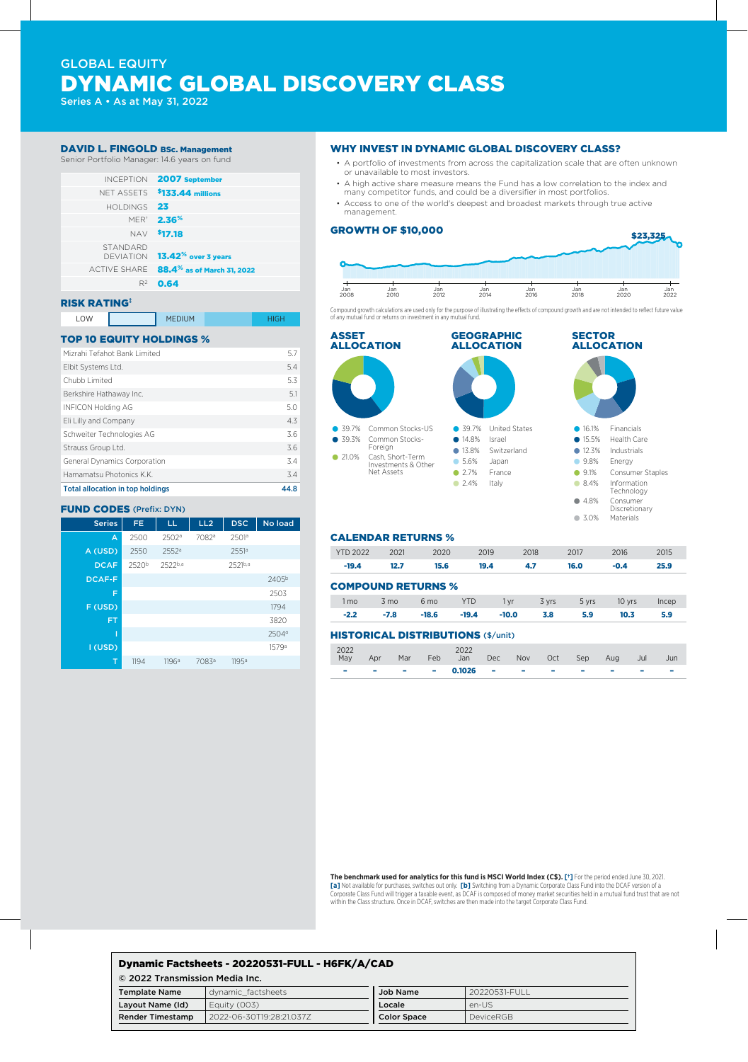GLOBAL EQUITY

# DYNAMIC GLOBAL DISCOVERY CLASS

Series A • As at May 31, 2022

## DAVID L. FINGOLD BSc. Management

Senior Portfolio Manager: 14.6 years on fund

| | |
|---|---|
| INCEPTION | 2007 September |
| NET ASSETS | $133.44 millions |
| HOLDINGS | 23 |
| MER[1] | 2.36% |
| NAV | $17.18 |
| STANDARD DEVIATION | 13.42% over 3 years |
| ACTIVE SHARE | 88.4% as of March 31, 2022 |
| $R^2$ | 0.64 |

## RISK RATING[‡]

LOW | LOW–MEDIUM | MEDIUM | MEDIUM–HIGH | HIGH

## TOP 10 EQUITY HOLDINGS %

| Holding | % |
|---|---|
| Mizrahi Tefahot Bank Limited | 5.7 |
| Elbit Systems Ltd. | 5.4 |
| Chubb Limited | 5.3 |
| Berkshire Hathaway Inc. | 5.1 |
| INFICON Holding AG | 5.0 |
| Eli Lilly and Company | 4.3 |
| Schweiter Technologies AG | 3.6 |
| Strauss Group Ltd. | 3.6 |
| General Dynamics Corporation | 3.4 |
| Hamamatsu Photonics K.K. | 3.4 |
| **Total allocation in top holdings** | **44.8** |

## FUND CODES (Prefix: DYN)

| Series | FE | LL | LL2 | DSC | No load |
|---|---|---|---|---|---|
| A | 2500 | 2502[a] | 7082[a] | 2501[a] | |
| A (USD) | 2550 | 2552[a] | | 2551[a] | |
| DCAF | 2520[b] | 2522[b,a] | | 2521[b,a] | |
| DCAF-F | | | | | 2405[b] |
| F | | | | | 2503 |
| F (USD) | | | | | 1794 |
| FT | | | | | 3820 |
| I | | | | | 2504[a] |
| I (USD) | | | | | 1579[a] |
| T | 1194 | 1196[a] | 7083[a] | 1195[a] | |

## WHY INVEST IN DYNAMIC GLOBAL DISCOVERY CLASS?

- A portfolio of investments from across the capitalization scale that are often unknown or unavailable to most investors.
- A high active share measure means the Fund has a low correlation to the index and many competitor funds, and could be a diversifier in most portfolios.
- Access to one of the world's deepest and broadest markets through true active management.

## GROWTH OF $10,000

$23,325

Compound growth calculations are used only for the purpose of illustrating the effects of compound growth and are not intended to reflect future value of any mutual fund or returns on investment in any mutual fund.

## ASSET ALLOCATION

- 39.7% Common Stocks-US
- 39.3% Common Stocks-Foreign
- 21.0% Cash, Short-Term Investments & Other Net Assets

## GEOGRAPHIC ALLOCATION

- 39.7% United States
- 14.8% Israel
- 13.8% Switzerland
- 5.6% Japan
- 2.7% France
- 2.4% Italy

## SECTOR ALLOCATION

- 16.1% Financials
- 15.5% Health Care
- 12.3% Industrials
- 9.8% Energy
- 9.1% Consumer Staples
- 8.4% Information Technology
- 4.8% Consumer Discretionary
- 3.0% Materials

## CALENDAR RETURNS %

| YTD 2022 | 2021 | 2020 | 2019 | 2018 | 2017 | 2016 | 2015 |
|---|---|---|---|---|---|---|---|
| -19.4 | 12.7 | 15.6 | 19.4 | 4.7 | 16.0 | -0.4 | 25.9 |

## COMPOUND RETURNS %

| 1 mo | 3 mo | 6 mo | YTD | 1 yr | 3 yrs | 5 yrs | 10 yrs | Incep |
|---|---|---|---|---|---|---|---|---|
| -2.2 | -7.8 | -18.6 | -19.4 | -10.0 | 3.8 | 5.9 | 10.3 | 5.9 |

## HISTORICAL DISTRIBUTIONS ($/unit)

| 2022 May | Apr | Mar | Feb | 2022 Jan | Dec | Nov | Oct | Sep | Aug | Jul | Jun |
|---|---|---|---|---|---|---|---|---|---|---|---|
| - | - | - | - | 0.1026 | - | - | - | - | - | - | - |

**The benchmark used for analytics for this fund is MSCI World Index (C$).** [1] For the period ended June 30, 2021. [a] Not available for purchases, switches out only. [b] Switching from a Dynamic Corporate Class Fund into the DCAF version of a Corporate Class Fund will trigger a taxable event, as DCAF is composed of money market securities held in a mutual fund trust that are not within the Class structure. Once in DCAF, switches are then made into the target Corporate Class Fund.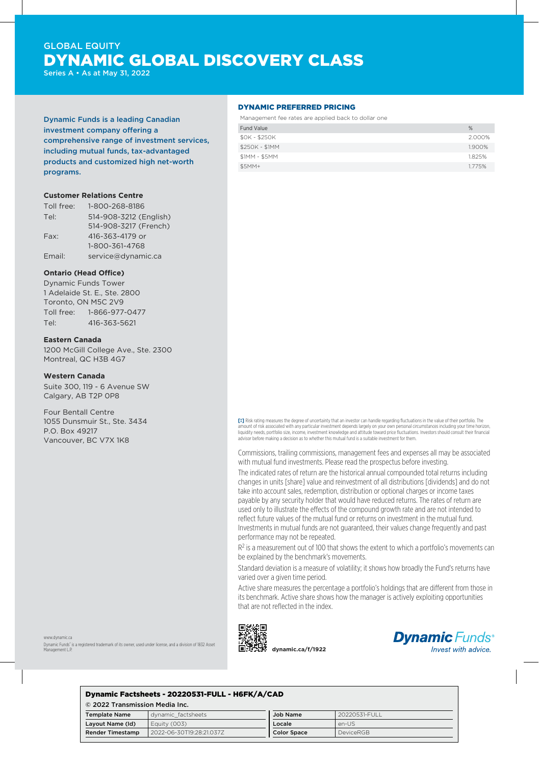GLOBAL EQUITY

# DYNAMIC GLOBAL DISCOVERY CLASS

Series A • As at May 31, 2022

**Dynamic Funds is a leading Canadian investment company offering a comprehensive range of investment services, including mutual funds, tax-advantaged products and customized high net-worth programs.**

### Customer Relations Centre

Toll free: 1-800-268-8186
Tel: 514-908-3212 (English)
514-908-3217 (French)
Fax: 416-363-4179 or
1-800-361-4768
Email: service@dynamic.ca

### Ontario (Head Office)

Dynamic Funds Tower
1 Adelaide St. E., Ste. 2800
Toronto, ON M5C 2V9
Toll free: 1-866-977-0477
Tel: 416-363-5621

### Eastern Canada

1200 McGill College Ave., Ste. 2300
Montreal, QC H3B 4G7

### Western Canada

Suite 300, 119 - 6 Avenue SW
Calgary, AB T2P 0P8

Four Bentall Centre
1055 Dunsmuir St., Ste. 3434
P.O. Box 49217
Vancouver, BC V7X 1K8

www.dynamic.ca

Dynamic Funds® is a registered trademark of its owner, used under license, and a division of 1832 Asset Management L.P.

## DYNAMIC PREFERRED PRICING

Management fee rates are applied back to dollar one

| Fund Value | % |
|---|---|
| $0K - $250K | 2.000% |
| $250K - $1MM | 1.900% |
| $1MM - $5MM | 1.825% |
| $5MM+ | 1.775% |

[1] Risk rating measures the degree of uncertainty that an investor can handle regarding fluctuations in the value of their portfolio. The amount of risk associated with any particular investment depends largely on your own personal circumstances including your time horizon, liquidity needs, portfolio size, income, investment knowledge and attitude toward price fluctuations. Investors should consult their financial advisor before making a decision as to whether this mutual fund is a suitable investment for them.

Commissions, trailing commissions, management fees and expenses all may be associated with mutual fund investments. Please read the prospectus before investing.

The indicated rates of return are the historical annual compounded total returns including changes in units [share] value and reinvestment of all distributions [dividends] and do not take into account sales, redemption, distribution or optional charges or income taxes payable by any security holder that would have reduced returns. The rates of return are used only to illustrate the effects of the compound growth rate and are not intended to reflect future values of the mutual fund or returns on investment in the mutual fund. Investments in mutual funds are not guaranteed, their values change frequently and past performance may not be repeated.

$R^2$ is a measurement out of 100 that shows the extent to which a portfolio's movements can be explained by the benchmark's movements.

Standard deviation is a measure of volatility; it shows how broadly the Fund's returns have varied over a given time period.

Active share measures the percentage a portfolio's holdings that are different from those in its benchmark. Active share shows how the manager is actively exploiting opportunities that are not reflected in the index.

dynamic.ca/f/1922

Dynamic Funds®
*Invest with advice.*

**Dynamic Factsheets - 20220531-FULL - H6FK/A/CAD**

© 2022 Transmission Media Inc.

| | | | |
|---|---|---|---|
| **Template Name** | dynamic_factsheets | **Job Name** | 20220531-FULL |
| **Layout Name (Id)** | Equity (003) | **Locale** | en-US |
| **Render Timestamp** | 2022-06-30T19:28:21.037Z | **Color Space** | DeviceRGB |